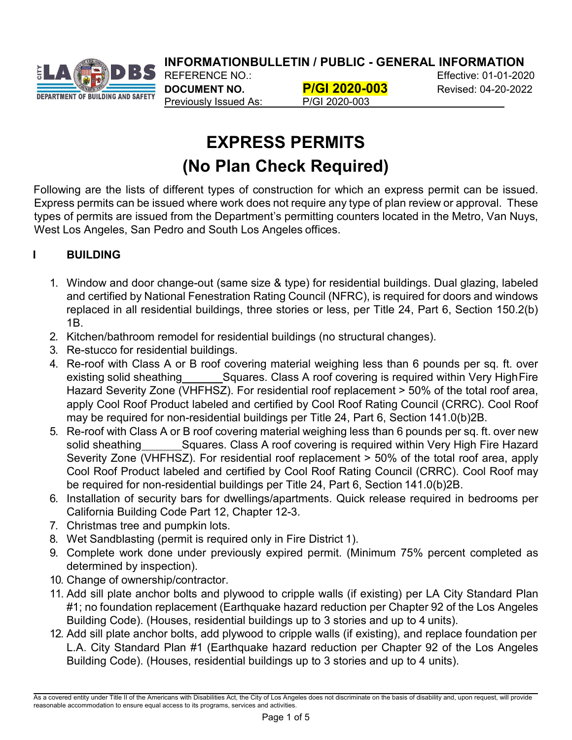**INFORMATIONBULLETIN / PUBLIC - GENERAL INFORMATION**

REFERENCE NO.: Effective: 01-01-2020

**DOCUMENT NO.** **P/GI 2020-003** Revised: 04-20-2022

Previously Issued As: P/GI 2020-003

# EXPRESS PERMITS
# (No Plan Check Required)

Following are the lists of different types of construction for which an express permit can be issued. Express permits can be issued where work does not require any type of plan review or approval. These types of permits are issued from the Department's permitting counters located in the Metro, Van Nuys, West Los Angeles, San Pedro and South Los Angeles offices.

## I BUILDING

1. Window and door change-out (same size & type) for residential buildings. Dual glazing, labeled and certified by National Fenestration Rating Council (NFRC), is required for doors and windows replaced in all residential buildings, three stories or less, per Title 24, Part 6, Section 150.2(b) 1B.
2. Kitchen/bathroom remodel for residential buildings (no structural changes).
3. Re-stucco for residential buildings.
4. Re-roof with Class A or B roof covering material weighing less than 6 pounds per sq. ft. over existing solid sheathing_______Squares. Class A roof covering is required within Very High Fire Hazard Severity Zone (VHFHSZ). For residential roof replacement > 50% of the total roof area, apply Cool Roof Product labeled and certified by Cool Roof Rating Council (CRRC). Cool Roof may be required for non-residential buildings per Title 24, Part 6, Section 141.0(b)2B.
5. Re-roof with Class A or B roof covering material weighing less than 6 pounds per sq. ft. over new solid sheathing_______Squares. Class A roof covering is required within Very High Fire Hazard Severity Zone (VHFHSZ). For residential roof replacement > 50% of the total roof area, apply Cool Roof Product labeled and certified by Cool Roof Rating Council (CRRC). Cool Roof may be required for non-residential buildings per Title 24, Part 6, Section 141.0(b)2B.
6. Installation of security bars for dwellings/apartments. Quick release required in bedrooms per California Building Code Part 12, Chapter 12-3.
7. Christmas tree and pumpkin lots.
8. Wet Sandblasting (permit is required only in Fire District 1).
9. Complete work done under previously expired permit. (Minimum 75% percent completed as determined by inspection).
10. Change of ownership/contractor.
11. Add sill plate anchor bolts and plywood to cripple walls (if existing) per LA City Standard Plan #1; no foundation replacement (Earthquake hazard reduction per Chapter 92 of the Los Angeles Building Code). (Houses, residential buildings up to 3 stories and up to 4 units).
12. Add sill plate anchor bolts, add plywood to cripple walls (if existing), and replace foundation per L.A. City Standard Plan #1 (Earthquake hazard reduction per Chapter 92 of the Los Angeles Building Code). (Houses, residential buildings up to 3 stories and up to 4 units).

As a covered entity under Title II of the Americans with Disabilities Act, the City of Los Angeles does not discriminate on the basis of disability and, upon request, will provide reasonable accommodation to ensure equal access to its programs, services and activities.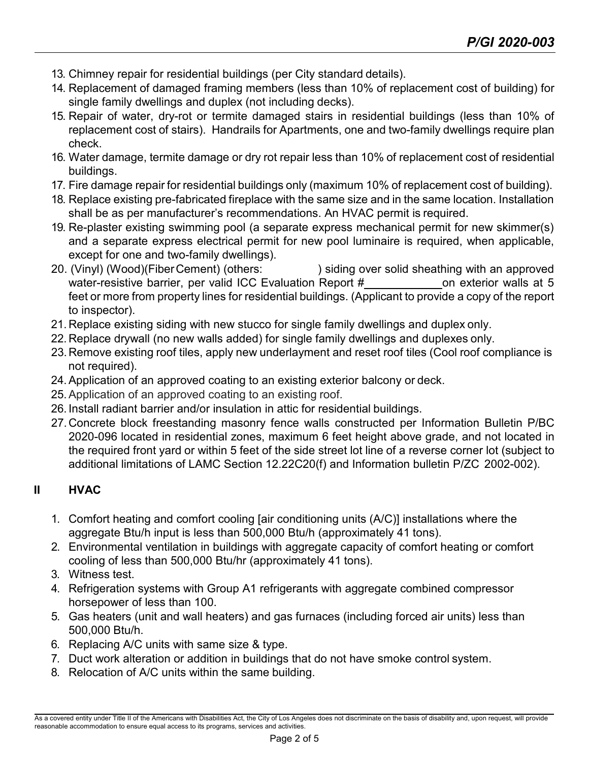13. Chimney repair for residential buildings (per City standard details).
14. Replacement of damaged framing members (less than 10% of replacement cost of building) for single family dwellings and duplex (not including decks).
15. Repair of water, dry-rot or termite damaged stairs in residential buildings (less than 10% of replacement cost of stairs). Handrails for Apartments, one and two-family dwellings require plan check.
16. Water damage, termite damage or dry rot repair less than 10% of replacement cost of residential buildings.
17. Fire damage repair for residential buildings only (maximum 10% of replacement cost of building).
18. Replace existing pre-fabricated fireplace with the same size and in the same location. Installation shall be as per manufacturer's recommendations. An HVAC permit is required.
19. Re-plaster existing swimming pool (a separate express mechanical permit for new skimmer(s) and a separate express electrical permit for new pool luminaire is required, when applicable, except for one and two-family dwellings).
20. (Vinyl) (Wood)(Fiber Cement) (others: ) siding over solid sheathing with an approved water-resistive barrier, per valid ICC Evaluation Report #\_\_\_\_\_\_\_\_\_\_\_\_ on exterior walls at 5 feet or more from property lines for residential buildings. (Applicant to provide a copy of the report to inspector).
21. Replace existing siding with new stucco for single family dwellings and duplex only.
22. Replace drywall (no new walls added) for single family dwellings and duplexes only.
23. Remove existing roof tiles, apply new underlayment and reset roof tiles (Cool roof compliance is not required).
24. Application of an approved coating to an existing exterior balcony or deck.
25. Application of an approved coating to an existing roof.
26. Install radiant barrier and/or insulation in attic for residential buildings.
27. Concrete block freestanding masonry fence walls constructed per Information Bulletin P/BC 2020-096 located in residential zones, maximum 6 feet height above grade, and not located in the required front yard or within 5 feet of the side street lot line of a reverse corner lot (subject to additional limitations of LAMC Section 12.22C20(f) and Information bulletin P/ZC 2002-002).

## II HVAC

1. Comfort heating and comfort cooling [air conditioning units (A/C)] installations where the aggregate Btu/h input is less than 500,000 Btu/h (approximately 41 tons).
2. Environmental ventilation in buildings with aggregate capacity of comfort heating or comfort cooling of less than 500,000 Btu/hr (approximately 41 tons).
3. Witness test.
4. Refrigeration systems with Group A1 refrigerants with aggregate combined compressor horsepower of less than 100.
5. Gas heaters (unit and wall heaters) and gas furnaces (including forced air units) less than 500,000 Btu/h.
6. Replacing A/C units with same size & type.
7. Duct work alteration or addition in buildings that do not have smoke control system.
8. Relocation of A/C units within the same building.

As a covered entity under Title II of the Americans with Disabilities Act, the City of Los Angeles does not discriminate on the basis of disability and, upon request, will provide reasonable accommodation to ensure equal access to its programs, services and activities.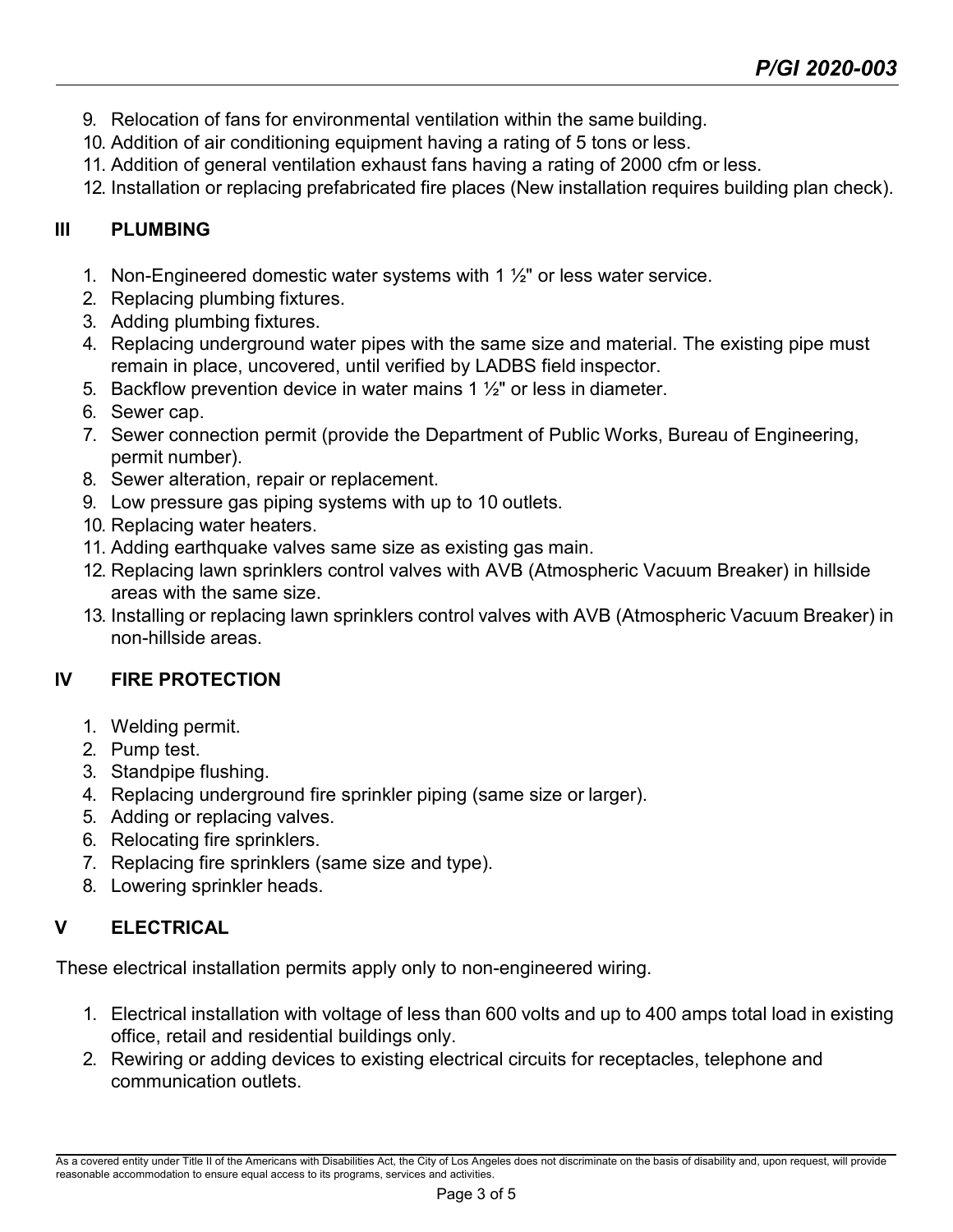9. Relocation of fans for environmental ventilation within the same building.
10. Addition of air conditioning equipment having a rating of 5 tons or less.
11. Addition of general ventilation exhaust fans having a rating of 2000 cfm or less.
12. Installation or replacing prefabricated fire places (New installation requires building plan check).

## III PLUMBING

1. Non-Engineered domestic water systems with 1 ½" or less water service.
2. Replacing plumbing fixtures.
3. Adding plumbing fixtures.
4. Replacing underground water pipes with the same size and material. The existing pipe must remain in place, uncovered, until verified by LADBS field inspector.
5. Backflow prevention device in water mains 1 ½" or less in diameter.
6. Sewer cap.
7. Sewer connection permit (provide the Department of Public Works, Bureau of Engineering, permit number).
8. Sewer alteration, repair or replacement.
9. Low pressure gas piping systems with up to 10 outlets.
10. Replacing water heaters.
11. Adding earthquake valves same size as existing gas main.
12. Replacing lawn sprinklers control valves with AVB (Atmospheric Vacuum Breaker) in hillside areas with the same size.
13. Installing or replacing lawn sprinklers control valves with AVB (Atmospheric Vacuum Breaker) in non-hillside areas.

## IV FIRE PROTECTION

1. Welding permit.
2. Pump test.
3. Standpipe flushing.
4. Replacing underground fire sprinkler piping (same size or larger).
5. Adding or replacing valves.
6. Relocating fire sprinklers.
7. Replacing fire sprinklers (same size and type).
8. Lowering sprinkler heads.

## V ELECTRICAL

These electrical installation permits apply only to non-engineered wiring.

1. Electrical installation with voltage of less than 600 volts and up to 400 amps total load in existing office, retail and residential buildings only.
2. Rewiring or adding devices to existing electrical circuits for receptacles, telephone and communication outlets.

As a covered entity under Title II of the Americans with Disabilities Act, the City of Los Angeles does not discriminate on the basis of disability and, upon request, will provide reasonable accommodation to ensure equal access to its programs, services and activities.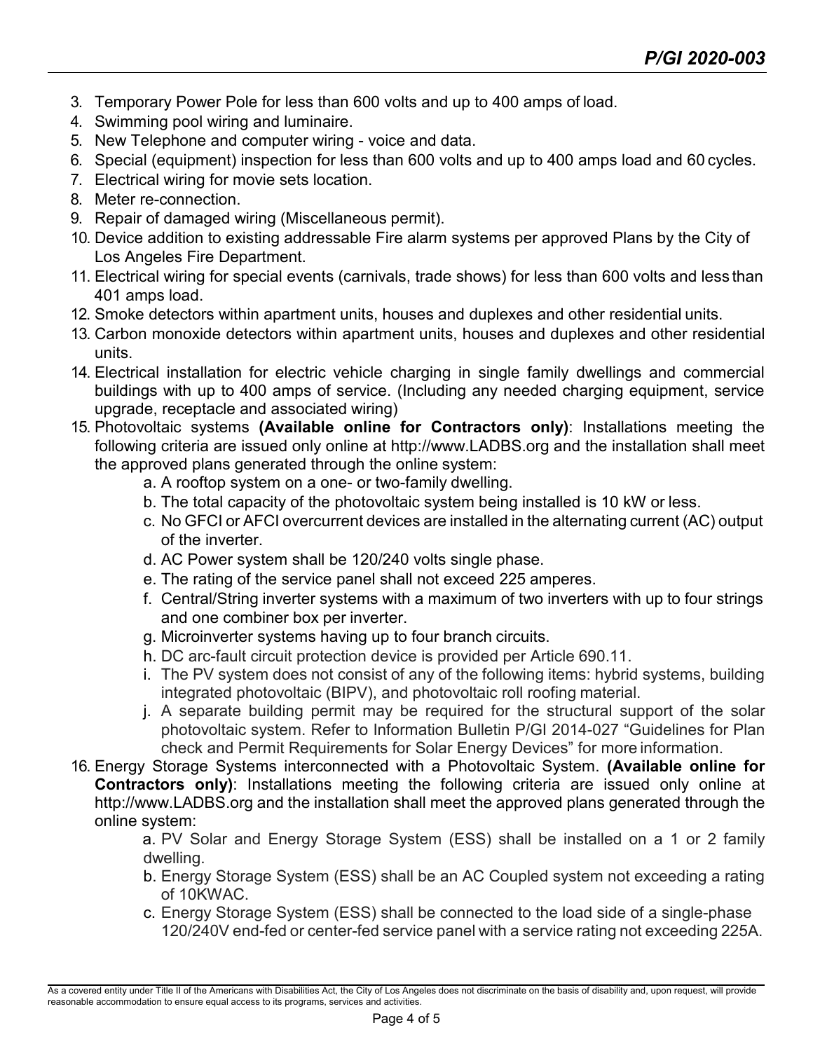3. Temporary Power Pole for less than 600 volts and up to 400 amps of load.
4. Swimming pool wiring and luminaire.
5. New Telephone and computer wiring - voice and data.
6. Special (equipment) inspection for less than 600 volts and up to 400 amps load and 60 cycles.
7. Electrical wiring for movie sets location.
8. Meter re-connection.
9. Repair of damaged wiring (Miscellaneous permit).
10. Device addition to existing addressable Fire alarm systems per approved Plans by the City of Los Angeles Fire Department.
11. Electrical wiring for special events (carnivals, trade shows) for less than 600 volts and less than 401 amps load.
12. Smoke detectors within apartment units, houses and duplexes and other residential units.
13. Carbon monoxide detectors within apartment units, houses and duplexes and other residential units.
14. Electrical installation for electric vehicle charging in single family dwellings and commercial buildings with up to 400 amps of service. (Including any needed charging equipment, service upgrade, receptacle and associated wiring)
15. Photovoltaic systems **(Available online for Contractors only)**: Installations meeting the following criteria are issued only online at http://www.LADBS.org and the installation shall meet the approved plans generated through the online system:
    a. A rooftop system on a one- or two-family dwelling.
    b. The total capacity of the photovoltaic system being installed is 10 kW or less.
    c. No GFCI or AFCI overcurrent devices are installed in the alternating current (AC) output of the inverter.
    d. AC Power system shall be 120/240 volts single phase.
    e. The rating of the service panel shall not exceed 225 amperes.
    f. Central/String inverter systems with a maximum of two inverters with up to four strings and one combiner box per inverter.
    g. Microinverter systems having up to four branch circuits.
    h. DC arc-fault circuit protection device is provided per Article 690.11.
    i. The PV system does not consist of any of the following items: hybrid systems, building integrated photovoltaic (BIPV), and photovoltaic roll roofing material.
    j. A separate building permit may be required for the structural support of the solar photovoltaic system. Refer to Information Bulletin P/GI 2014-027 "Guidelines for Plan check and Permit Requirements for Solar Energy Devices" for more information.
16. Energy Storage Systems interconnected with a Photovoltaic System. **(Available online for Contractors only)**: Installations meeting the following criteria are issued only online at http://www.LADBS.org and the installation shall meet the approved plans generated through the online system:
    a. PV Solar and Energy Storage System (ESS) shall be installed on a 1 or 2 family dwelling.
    b. Energy Storage System (ESS) shall be an AC Coupled system not exceeding a rating of 10KWAC.
    c. Energy Storage System (ESS) shall be connected to the load side of a single-phase 120/240V end-fed or center-fed service panel with a service rating not exceeding 225A.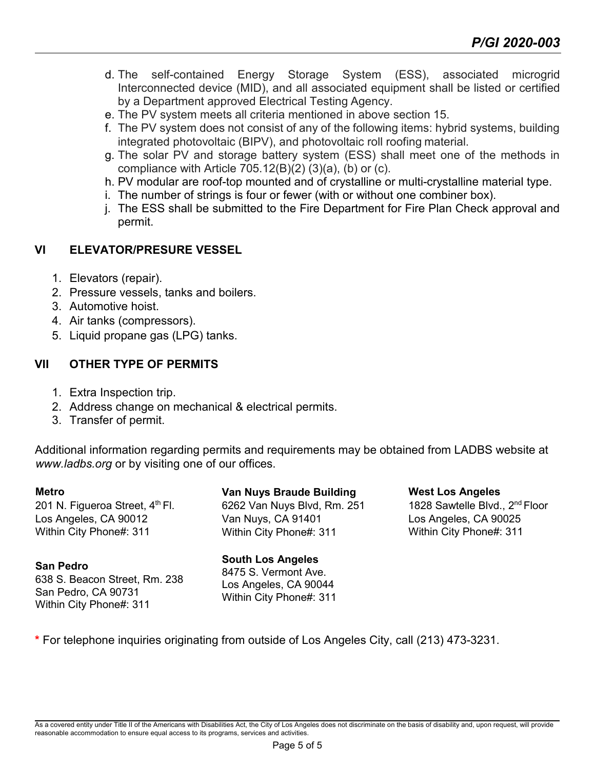d. The self-contained Energy Storage System (ESS), associated microgrid Interconnected device (MID), and all associated equipment shall be listed or certified by a Department approved Electrical Testing Agency.
e. The PV system meets all criteria mentioned in above section 15.
f. The PV system does not consist of any of the following items: hybrid systems, building integrated photovoltaic (BIPV), and photovoltaic roll roofing material.
g. The solar PV and storage battery system (ESS) shall meet one of the methods in compliance with Article 705.12(B)(2) (3)(a), (b) or (c).
h. PV modular are roof-top mounted and of crystalline or multi-crystalline material type.
i. The number of strings is four or fewer (with or without one combiner box).
j. The ESS shall be submitted to the Fire Department for Fire Plan Check approval and permit.

## VI ELEVATOR/PRESURE VESSEL

1. Elevators (repair).
2. Pressure vessels, tanks and boilers.
3. Automotive hoist.
4. Air tanks (compressors).
5. Liquid propane gas (LPG) tanks.

## VII OTHER TYPE OF PERMITS

1. Extra Inspection trip.
2. Address change on mechanical & electrical permits.
3. Transfer of permit.

Additional information regarding permits and requirements may be obtained from LADBS website at *www.ladbs.org* or by visiting one of our offices.

**Metro**
201 N. Figueroa Street, 4th Fl.
Los Angeles, CA 90012
Within City Phone#: 311

**Van Nuys Braude Building**
6262 Van Nuys Blvd, Rm. 251
Van Nuys, CA 91401
Within City Phone#: 311

**West Los Angeles**
1828 Sawtelle Blvd., 2nd Floor
Los Angeles, CA 90025
Within City Phone#: 311

**San Pedro**
638 S. Beacon Street, Rm. 238
San Pedro, CA 90731
Within City Phone#: 311

**South Los Angeles**
8475 S. Vermont Ave.
Los Angeles, CA 90044
Within City Phone#: 311

* For telephone inquiries originating from outside of Los Angeles City, call (213) 473-3231.

As a covered entity under Title II of the Americans with Disabilities Act, the City of Los Angeles does not discriminate on the basis of disability and, upon request, will provide reasonable accommodation to ensure equal access to its programs, services and activities.